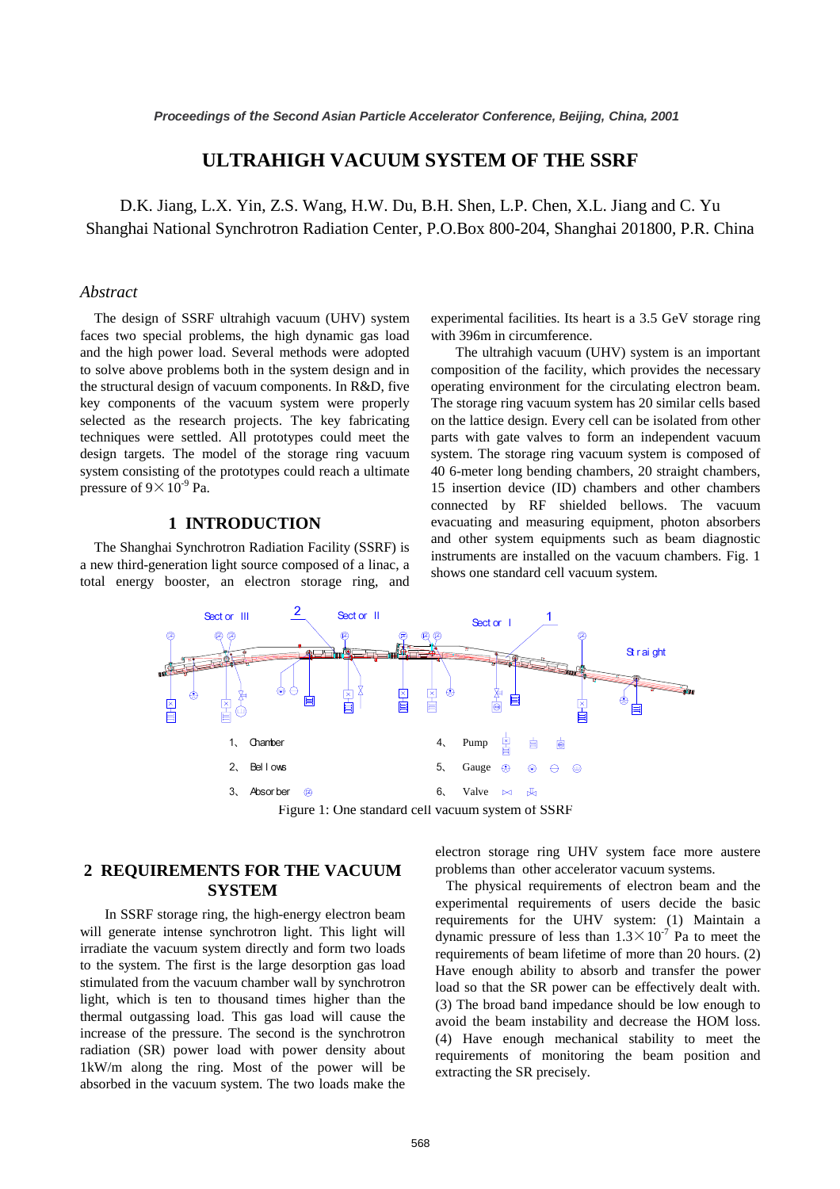# ULTRAHIGH VACUUM SYSTEM OF THE SSRF

D.K. Jiang, L.X. Yin, Z.S. Wang, H.W. Du, B.H. Shen, L.P. Chen, X.L. Jiang and C. Yu
Shanghai National Synchrotron Radiation Center, P.O.Box 800-204, Shanghai 201800, P.R. China

## *Abstract*

The design of SSRF ultrahigh vacuum (UHV) system faces two special problems, the high dynamic gas load and the high power load. Several methods were adopted to solve above problems both in the system design and in the structural design of vacuum components. In R&D, five key components of the vacuum system were properly selected as the research projects. The key fabricating techniques were settled. All prototypes could meet the design targets. The model of the storage ring vacuum system consisting of the prototypes could reach a ultimate pressure of $9\times10^{-9}$ Pa.

## 1 INTRODUCTION

The Shanghai Synchrotron Radiation Facility (SSRF) is a new third-generation light source composed of a linac, a total energy booster, an electron storage ring, and experimental facilities. Its heart is a 3.5 GeV storage ring with 396m in circumference.

The ultrahigh vacuum (UHV) system is an important composition of the facility, which provides the necessary operating environment for the circulating electron beam. The storage ring vacuum system has 20 similar cells based on the lattice design. Every cell can be isolated from other parts with gate valves to form an independent vacuum system. The storage ring vacuum system is composed of 40 6-meter long bending chambers, 20 straight chambers, 15 insertion device (ID) chambers and other chambers connected by RF shielded bellows. The vacuum evacuating and measuring equipment, photon absorbers and other system equipments such as beam diagnostic instruments are installed on the vacuum chambers. Fig. 1 shows one standard cell vacuum system.

Figure 1: One standard cell vacuum system of SSRF

## 2 REQUIREMENTS FOR THE VACUUM SYSTEM

In SSRF storage ring, the high-energy electron beam will generate intense synchrotron light. This light will irradiate the vacuum system directly and form two loads to the system. The first is the large desorption gas load stimulated from the vacuum chamber wall by synchrotron light, which is ten to thousand times higher than the thermal outgassing load. This gas load will cause the increase of the pressure. The second is the synchrotron radiation (SR) power load with power density about 1kW/m along the ring. Most of the power will be absorbed in the vacuum system. The two loads make the electron storage ring UHV system face more austere problems than other accelerator vacuum systems.

The physical requirements of electron beam and the experimental requirements of users decide the basic requirements for the UHV system: (1) Maintain a dynamic pressure of less than $1.3\times10^{-7}$ Pa to meet the requirements of beam lifetime of more than 20 hours. (2) Have enough ability to absorb and transfer the power load so that the SR power can be effectively dealt with. (3) The broad band impedance should be low enough to avoid the beam instability and decrease the HOM loss. (4) Have enough mechanical stability to meet the requirements of monitoring the beam position and extracting the SR precisely.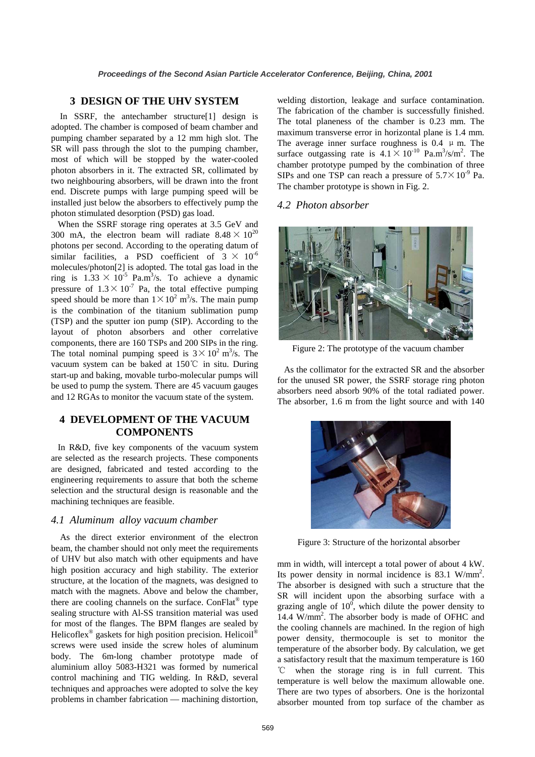## 3 DESIGN OF THE UHV SYSTEM

In SSRF, the antechamber structure[1] design is adopted. The chamber is composed of beam chamber and pumping chamber separated by a 12 mm high slot. The SR will pass through the slot to the pumping chamber, most of which will be stopped by the water-cooled photon absorbers in it. The extracted SR, collimated by two neighbouring absorbers, will be drawn into the front end. Discrete pumps with large pumping speed will be installed just below the absorbers to effectively pump the photon stimulated desorption (PSD) gas load.

When the SSRF storage ring operates at 3.5 GeV and 300 mA, the electron beam will radiate $8.48 \times 10^{20}$ photons per second. According to the operating datum of similar facilities, a PSD coefficient of $3 \times 10^{-6}$ molecules/photon[2] is adopted. The total gas load in the ring is $1.33 \times 10^{-5}$ Pa.m$^3$/s. To achieve a dynamic pressure of $1.3 \times 10^{-7}$ Pa, the total effective pumping speed should be more than $1 \times 10^2$ m$^3$/s. The main pump is the combination of the titanium sublimation pump (TSP) and the sputter ion pump (SIP). According to the layout of photon absorbers and other correlative components, there are 160 TSPs and 200 SIPs in the ring. The total nominal pumping speed is $3 \times 10^2$ m$^3$/s. The vacuum system can be baked at 150℃ in situ. During start-up and baking, movable turbo-molecular pumps will be used to pump the system. There are 45 vacuum gauges and 12 RGAs to monitor the vacuum state of the system.

## 4 DEVELOPMENT OF THE VACUUM COMPONENTS

In R&D, five key components of the vacuum system are selected as the research projects. These components are designed, fabricated and tested according to the engineering requirements to assure that both the scheme selection and the structural design is reasonable and the machining techniques are feasible.

### *4.1 Aluminum alloy vacuum chamber*

As the direct exterior environment of the electron beam, the chamber should not only meet the requirements of UHV but also match with other equipments and have high position accuracy and high stability. The exterior structure, at the location of the magnets, was designed to match with the magnets. Above and below the chamber, there are cooling channels on the surface. ConFlat® type sealing structure with Al-SS transition material was used for most of the flanges. The BPM flanges are sealed by Helicoflex® gaskets for high position precision. Helicoil® screws were used inside the screw holes of aluminum body. The 6m-long chamber prototype made of aluminium alloy 5083-H321 was formed by numerical control machining and TIG welding. In R&D, several techniques and approaches were adopted to solve the key problems in chamber fabrication — machining distortion, welding distortion, leakage and surface contamination. The fabrication of the chamber is successfully finished. The total planeness of the chamber is 0.23 mm. The maximum transverse error in horizontal plane is 1.4 mm. The average inner surface roughness is 0.4 μm. The surface outgassing rate is $4.1 \times 10^{-10}$ Pa.m$^3$/s/m$^2$. The chamber prototype pumped by the combination of three SIPs and one TSP can reach a pressure of $5.7 \times 10^{-9}$ Pa. The chamber prototype is shown in Fig. 2.

### *4.2 Photon absorber*

Figure 2: The prototype of the vacuum chamber

As the collimator for the extracted SR and the absorber for the unused SR power, the SSRF storage ring photon absorbers need absorb 90% of the total radiated power. The absorber, 1.6 m from the light source and with 140 mm in width, will intercept a total power of about 4 kW. Its power density in normal incidence is 83.1 W/mm$^2$. The absorber is designed with such a structure that the SR will incident upon the absorbing surface with a grazing angle of $10^0$, which dilute the power density to 14.4 W/mm$^2$. The absorber body is made of OFHC and the cooling channels are machined. In the region of high power density, thermocouple is set to monitor the temperature of the absorber body. By calculation, we get a satisfactory result that the maximum temperature is 160 ℃ when the storage ring is in full current. This temperature is well below the maximum allowable one. There are two types of absorbers. One is the horizontal absorber mounted from top surface of the chamber as

Figure 3: Structure of the horizontal absorber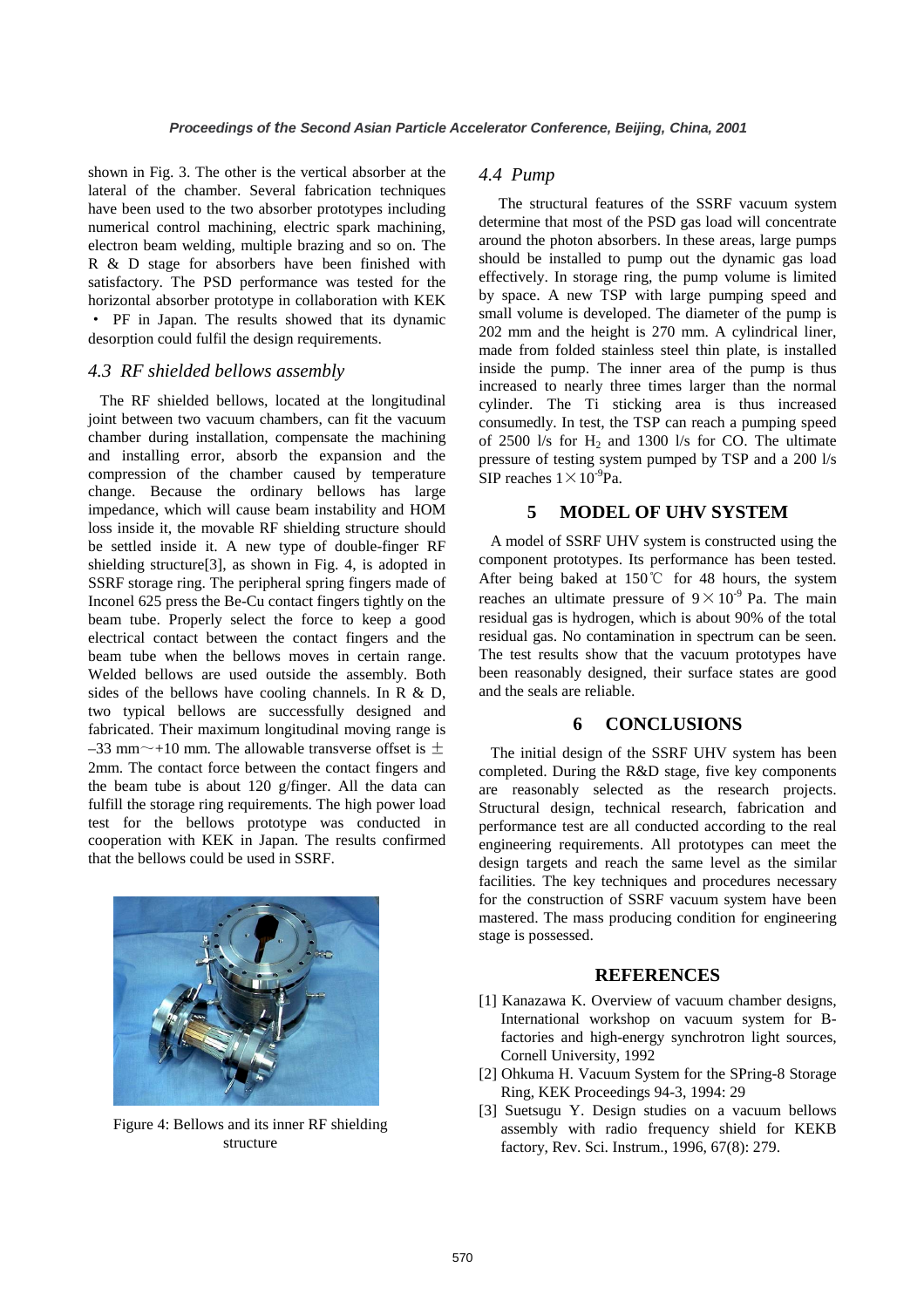shown in Fig. 3. The other is the vertical absorber at the lateral of the chamber. Several fabrication techniques have been used to the two absorber prototypes including numerical control machining, electric spark machining, electron beam welding, multiple brazing and so on. The R & D stage for absorbers have been finished with satisfactory. The PSD performance was tested for the horizontal absorber prototype in collaboration with KEK・PF in Japan. The results showed that its dynamic desorption could fulfil the design requirements.

### *4.3 RF shielded bellows assembly*

The RF shielded bellows, located at the longitudinal joint between two vacuum chambers, can fit the vacuum chamber during installation, compensate the machining and installing error, absorb the expansion and the compression of the chamber caused by temperature change. Because the ordinary bellows has large impedance, which will cause beam instability and HOM loss inside it, the movable RF shielding structure should be settled inside it. A new type of double-finger RF shielding structure[3], as shown in Fig. 4, is adopted in SSRF storage ring. The peripheral spring fingers made of Inconel 625 press the Be-Cu contact fingers tightly on the beam tube. Properly select the force to keep a good electrical contact between the contact fingers and the beam tube when the bellows moves in certain range. Welded bellows are used outside the assembly. Both sides of the bellows have cooling channels. In R & D, two typical bellows are successfully designed and fabricated. Their maximum longitudinal moving range is –33 mm～+10 mm. The allowable transverse offset is ±2mm. The contact force between the contact fingers and the beam tube is about 120 g/finger. All the data can fulfill the storage ring requirements. The high power load test for the bellows prototype was conducted in cooperation with KEK in Japan. The results confirmed that the bellows could be used in SSRF.

Figure 4: Bellows and its inner RF shielding structure

### *4.4 Pump*

The structural features of the SSRF vacuum system determine that most of the PSD gas load will concentrate around the photon absorbers. In these areas, large pumps should be installed to pump out the dynamic gas load effectively. In storage ring, the pump volume is limited by space. A new TSP with large pumping speed and small volume is developed. The diameter of the pump is 202 mm and the height is 270 mm. A cylindrical liner, made from folded stainless steel thin plate, is installed inside the pump. The inner area of the pump is thus increased to nearly three times larger than the normal cylinder. The Ti sticking area is thus increased consumedly. In test, the TSP can reach a pumping speed of 2500 l/s for $H_2$ and 1300 l/s for CO. The ultimate pressure of testing system pumped by TSP and a 200 l/s SIP reaches $1\times10^{-9}$Pa.

## 5 MODEL OF UHV SYSTEM

A model of SSRF UHV system is constructed using the component prototypes. Its performance has been tested. After being baked at 150℃ for 48 hours, the system reaches an ultimate pressure of $9\times10^{-9}$ Pa. The main residual gas is hydrogen, which is about 90% of the total residual gas. No contamination in spectrum can be seen. The test results show that the vacuum prototypes have been reasonably designed, their surface states are good and the seals are reliable.

## 6 CONCLUSIONS

The initial design of the SSRF UHV system has been completed. During the R&D stage, five key components are reasonably selected as the research projects. Structural design, technical research, fabrication and performance test are all conducted according to the real engineering requirements. All prototypes can meet the design targets and reach the same level as the similar facilities. The key techniques and procedures necessary for the construction of SSRF vacuum system have been mastered. The mass producing condition for engineering stage is possessed.

## REFERENCES

[1] Kanazawa K. Overview of vacuum chamber designs, International workshop on vacuum system for B-factories and high-energy synchrotron light sources, Cornell University, 1992

[2] Ohkuma H. Vacuum System for the SPring-8 Storage Ring, KEK Proceedings 94-3, 1994: 29

[3] Suetsugu Y. Design studies on a vacuum bellows assembly with radio frequency shield for KEKB factory, Rev. Sci. Instrum., 1996, 67(8): 279.